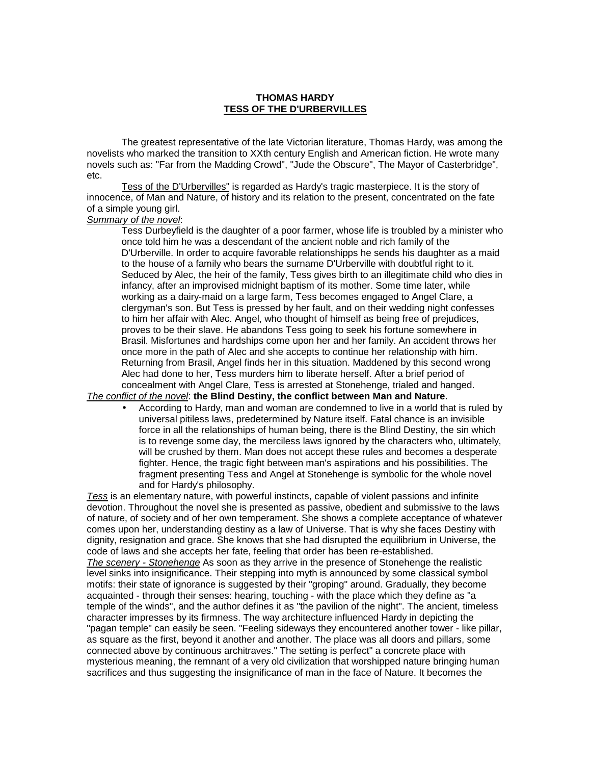**THOMAS HARDY**
**TESS OF THE D'URBERVILLES**

The greatest representative of the late Victorian literature, Thomas Hardy, was among the novelists who marked the transition to XXth century English and American fiction. He wrote many novels such as: "Far from the Madding Crowd", "Jude the Obscure", The Mayor of Casterbridge", etc.

Tess of the D'Urbervilles" is regarded as Hardy's tragic masterpiece. It is the story of innocence, of Man and Nature, of history and its relation to the present, concentrated on the fate of a simple young girl.

*Summary of the novel*:

> Tess Durbeyfield is the daughter of a poor farmer, whose life is troubled by a minister who once told him he was a descendant of the ancient noble and rich family of the D'Urberville. In order to acquire favorable relationshipps he sends his daughter as a maid to the house of a family who bears the surname D'Urberville with doubtful right to it. Seduced by Alec, the heir of the family, Tess gives birth to an illegitimate child who dies in infancy, after an improvised midnight baptism of its mother. Some time later, while working as a dairy-maid on a large farm, Tess becomes engaged to Angel Clare, a clergyman's son. But Tess is pressed by her fault, and on their wedding night confesses to him her affair with Alec. Angel, who thought of himself as being free of prejudices, proves to be their slave. He abandons Tess going to seek his fortune somewhere in Brasil. Misfortunes and hardships come upon her and her family. An accident throws her once more in the path of Alec and she accepts to continue her relationship with him. Returning from Brasil, Angel finds her in this situation. Maddened by this second wrong Alec had done to her, Tess murders him to liberate herself. After a brief period of concealment with Angel Clare, Tess is arrested at Stonehenge, trialed and hanged.

*The conflict of the novel*: **the Blind Destiny, the conflict between Man and Nature**.

- According to Hardy, man and woman are condemned to live in a world that is ruled by universal pitiless laws, predetermined by Nature itself. Fatal chance is an invisible force in all the relationships of human being, there is the Blind Destiny, the sin which is to revenge some day, the merciless laws ignored by the characters who, ultimately, will be crushed by them. Man does not accept these rules and becomes a desperate fighter. Hence, the tragic fight between man's aspirations and his possibilities. The fragment presenting Tess and Angel at Stonehenge is symbolic for the whole novel and for Hardy's philosophy.

*Tess* is an elementary nature, with powerful instincts, capable of violent passions and infinite devotion. Throughout the novel she is presented as passive, obedient and submissive to the laws of nature, of society and of her own temperament. She shows a complete acceptance of whatever comes upon her, understanding destiny as a law of Universe. That is why she faces Destiny with dignity, resignation and grace. She knows that she had disrupted the equilibrium in Universe, the code of laws and she accepts her fate, feeling that order has been re-established.

*The scenery - Stonehenge* As soon as they arrive in the presence of Stonehenge the realistic level sinks into insignificance. Their stepping into myth is announced by some classical symbol motifs: their state of ignorance is suggested by their "groping" around. Gradually, they become acquainted - through their senses: hearing, touching - with the place which they define as "a temple of the winds", and the author defines it as "the pavilion of the night". The ancient, timeless character impresses by its firmness. The way architecture influenced Hardy in depicting the "pagan temple" can easily be seen. "Feeling sideways they encountered another tower - like pillar, as square as the first, beyond it another and another. The place was all doors and pillars, some connected above by continuous architraves." The setting is perfect" a concrete place with mysterious meaning, the remnant of a very old civilization that worshipped nature bringing human sacrifices and thus suggesting the insignificance of man in the face of Nature. It becomes the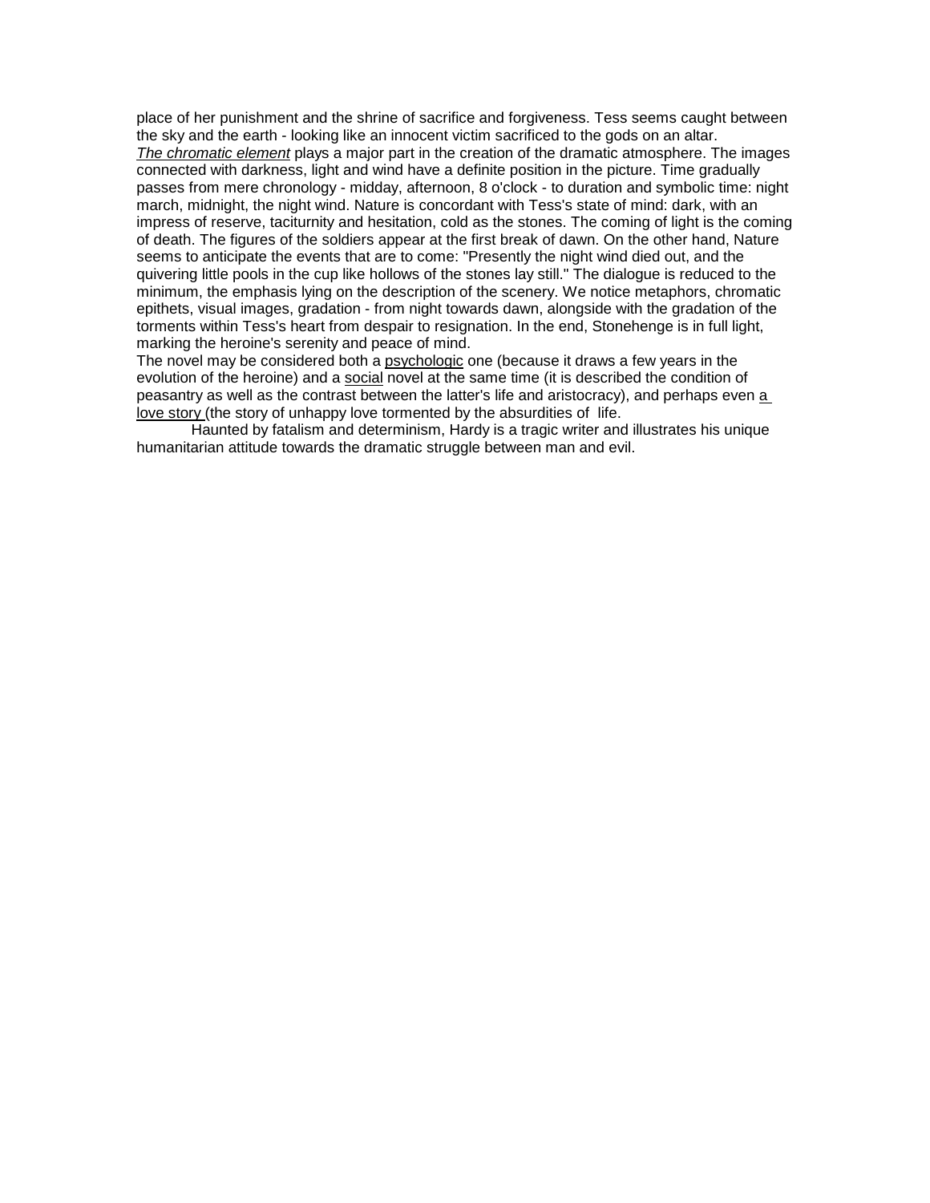place of her punishment and the shrine of sacrifice and forgiveness. Tess seems caught between the sky and the earth - looking like an innocent victim sacrificed to the gods on an altar.

*The chromatic element* plays a major part in the creation of the dramatic atmosphere. The images connected with darkness, light and wind have a definite position in the picture. Time gradually passes from mere chronology - midday, afternoon, 8 o'clock - to duration and symbolic time: night march, midnight, the night wind. Nature is concordant with Tess's state of mind: dark, with an impress of reserve, taciturnity and hesitation, cold as the stones. The coming of light is the coming of death. The figures of the soldiers appear at the first break of dawn. On the other hand, Nature seems to anticipate the events that are to come: "Presently the night wind died out, and the quivering little pools in the cup like hollows of the stones lay still." The dialogue is reduced to the minimum, the emphasis lying on the description of the scenery. We notice metaphors, chromatic epithets, visual images, gradation - from night towards dawn, alongside with the gradation of the torments within Tess's heart from despair to resignation. In the end, Stonehenge is in full light, marking the heroine's serenity and peace of mind.

The novel may be considered both a psychologic one (because it draws a few years in the evolution of the heroine) and a social novel at the same time (it is described the condition of peasantry as well as the contrast between the latter's life and aristocracy), and perhaps even a love story (the story of unhappy love tormented by the absurdities of life.

Haunted by fatalism and determinism, Hardy is a tragic writer and illustrates his unique humanitarian attitude towards the dramatic struggle between man and evil.